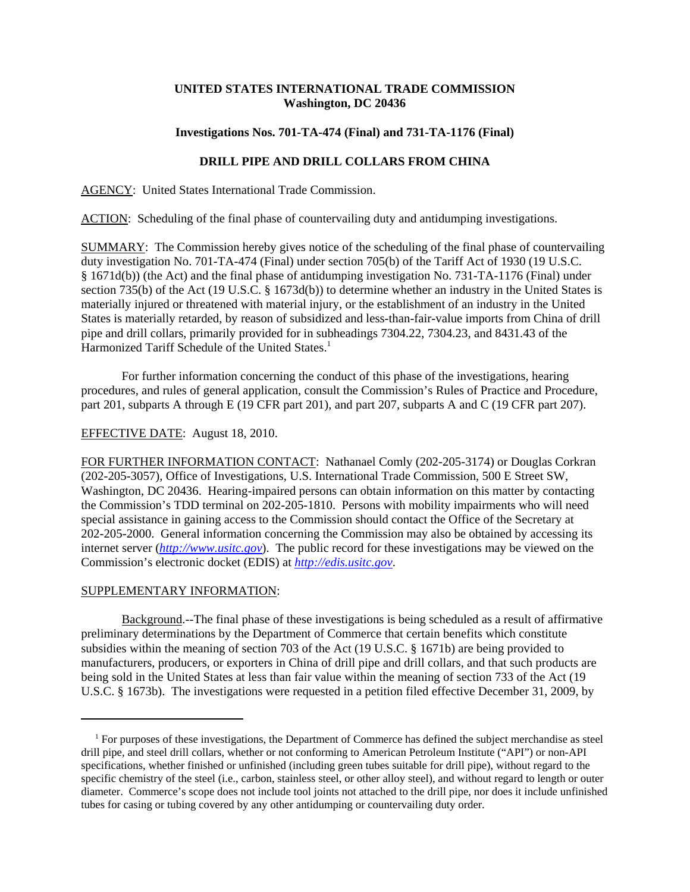**UNITED STATES INTERNATIONAL TRADE COMMISSION**
**Washington, DC 20436**

**Investigations Nos. 701-TA-474 (Final) and 731-TA-1176 (Final)**

**DRILL PIPE AND DRILL COLLARS FROM CHINA**

AGENCY: United States International Trade Commission.

ACTION: Scheduling of the final phase of countervailing duty and antidumping investigations.

SUMMARY: The Commission hereby gives notice of the scheduling of the final phase of countervailing duty investigation No. 701-TA-474 (Final) under section 705(b) of the Tariff Act of 1930 (19 U.S.C. § 1671d(b)) (the Act) and the final phase of antidumping investigation No. 731-TA-1176 (Final) under section 735(b) of the Act (19 U.S.C. § 1673d(b)) to determine whether an industry in the United States is materially injured or threatened with material injury, or the establishment of an industry in the United States is materially retarded, by reason of subsidized and less-than-fair-value imports from China of drill pipe and drill collars, primarily provided for in subheadings 7304.22, 7304.23, and 8431.43 of the Harmonized Tariff Schedule of the United States.[1]

For further information concerning the conduct of this phase of the investigations, hearing procedures, and rules of general application, consult the Commission's Rules of Practice and Procedure, part 201, subparts A through E (19 CFR part 201), and part 207, subparts A and C (19 CFR part 207).

EFFECTIVE DATE: August 18, 2010.

FOR FURTHER INFORMATION CONTACT: Nathanael Comly (202-205-3174) or Douglas Corkran (202-205-3057), Office of Investigations, U.S. International Trade Commission, 500 E Street SW, Washington, DC 20436. Hearing-impaired persons can obtain information on this matter by contacting the Commission's TDD terminal on 202-205-1810. Persons with mobility impairments who will need special assistance in gaining access to the Commission should contact the Office of the Secretary at 202-205-2000. General information concerning the Commission may also be obtained by accessing its internet server (*http://www.usitc.gov*). The public record for these investigations may be viewed on the Commission's electronic docket (EDIS) at *http://edis.usitc.gov*.

SUPPLEMENTARY INFORMATION:

Background.--The final phase of these investigations is being scheduled as a result of affirmative preliminary determinations by the Department of Commerce that certain benefits which constitute subsidies within the meaning of section 703 of the Act (19 U.S.C. § 1671b) are being provided to manufacturers, producers, or exporters in China of drill pipe and drill collars, and that such products are being sold in the United States at less than fair value within the meaning of section 733 of the Act (19 U.S.C. § 1673b). The investigations were requested in a petition filed effective December 31, 2009, by

---

[1] For purposes of these investigations, the Department of Commerce has defined the subject merchandise as steel drill pipe, and steel drill collars, whether or not conforming to American Petroleum Institute ("API") or non-API specifications, whether finished or unfinished (including green tubes suitable for drill pipe), without regard to the specific chemistry of the steel (i.e., carbon, stainless steel, or other alloy steel), and without regard to length or outer diameter. Commerce's scope does not include tool joints not attached to the drill pipe, nor does it include unfinished tubes for casing or tubing covered by any other antidumping or countervailing duty order.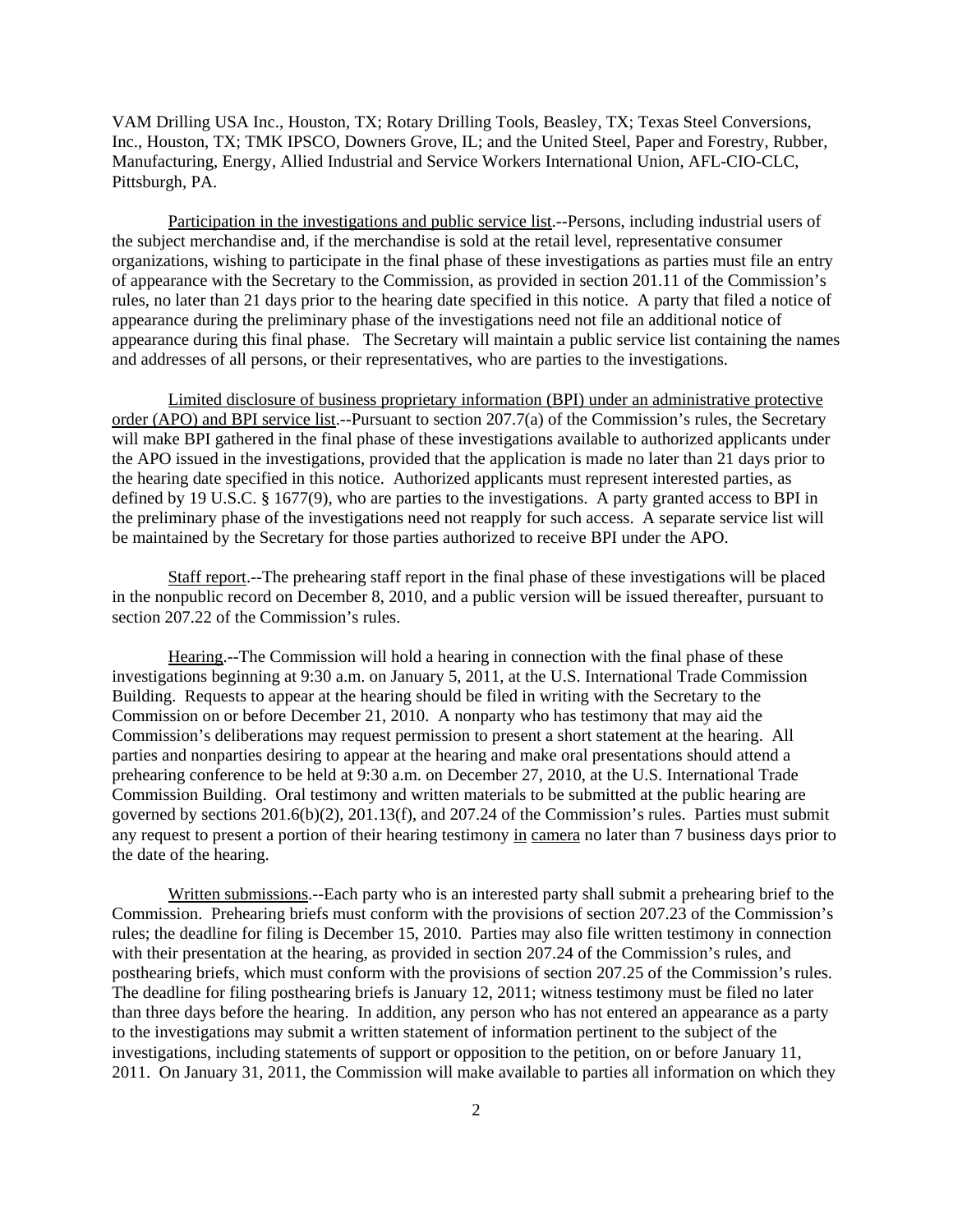VAM Drilling USA Inc., Houston, TX; Rotary Drilling Tools, Beasley, TX; Texas Steel Conversions, Inc., Houston, TX; TMK IPSCO, Downers Grove, IL; and the United Steel, Paper and Forestry, Rubber, Manufacturing, Energy, Allied Industrial and Service Workers International Union, AFL-CIO-CLC, Pittsburgh, PA.

Participation in the investigations and public service list.--Persons, including industrial users of the subject merchandise and, if the merchandise is sold at the retail level, representative consumer organizations, wishing to participate in the final phase of these investigations as parties must file an entry of appearance with the Secretary to the Commission, as provided in section 201.11 of the Commission's rules, no later than 21 days prior to the hearing date specified in this notice. A party that filed a notice of appearance during the preliminary phase of the investigations need not file an additional notice of appearance during this final phase. The Secretary will maintain a public service list containing the names and addresses of all persons, or their representatives, who are parties to the investigations.

Limited disclosure of business proprietary information (BPI) under an administrative protective order (APO) and BPI service list.--Pursuant to section 207.7(a) of the Commission's rules, the Secretary will make BPI gathered in the final phase of these investigations available to authorized applicants under the APO issued in the investigations, provided that the application is made no later than 21 days prior to the hearing date specified in this notice. Authorized applicants must represent interested parties, as defined by 19 U.S.C. § 1677(9), who are parties to the investigations. A party granted access to BPI in the preliminary phase of the investigations need not reapply for such access. A separate service list will be maintained by the Secretary for those parties authorized to receive BPI under the APO.

Staff report.--The prehearing staff report in the final phase of these investigations will be placed in the nonpublic record on December 8, 2010, and a public version will be issued thereafter, pursuant to section 207.22 of the Commission's rules.

Hearing.--The Commission will hold a hearing in connection with the final phase of these investigations beginning at 9:30 a.m. on January 5, 2011, at the U.S. International Trade Commission Building. Requests to appear at the hearing should be filed in writing with the Secretary to the Commission on or before December 21, 2010. A nonparty who has testimony that may aid the Commission's deliberations may request permission to present a short statement at the hearing. All parties and nonparties desiring to appear at the hearing and make oral presentations should attend a prehearing conference to be held at 9:30 a.m. on December 27, 2010, at the U.S. International Trade Commission Building. Oral testimony and written materials to be submitted at the public hearing are governed by sections 201.6(b)(2), 201.13(f), and 207.24 of the Commission's rules. Parties must submit any request to present a portion of their hearing testimony in camera no later than 7 business days prior to the date of the hearing.

Written submissions.--Each party who is an interested party shall submit a prehearing brief to the Commission. Prehearing briefs must conform with the provisions of section 207.23 of the Commission's rules; the deadline for filing is December 15, 2010. Parties may also file written testimony in connection with their presentation at the hearing, as provided in section 207.24 of the Commission's rules, and posthearing briefs, which must conform with the provisions of section 207.25 of the Commission's rules. The deadline for filing posthearing briefs is January 12, 2011; witness testimony must be filed no later than three days before the hearing. In addition, any person who has not entered an appearance as a party to the investigations may submit a written statement of information pertinent to the subject of the investigations, including statements of support or opposition to the petition, on or before January 11, 2011. On January 31, 2011, the Commission will make available to parties all information on which they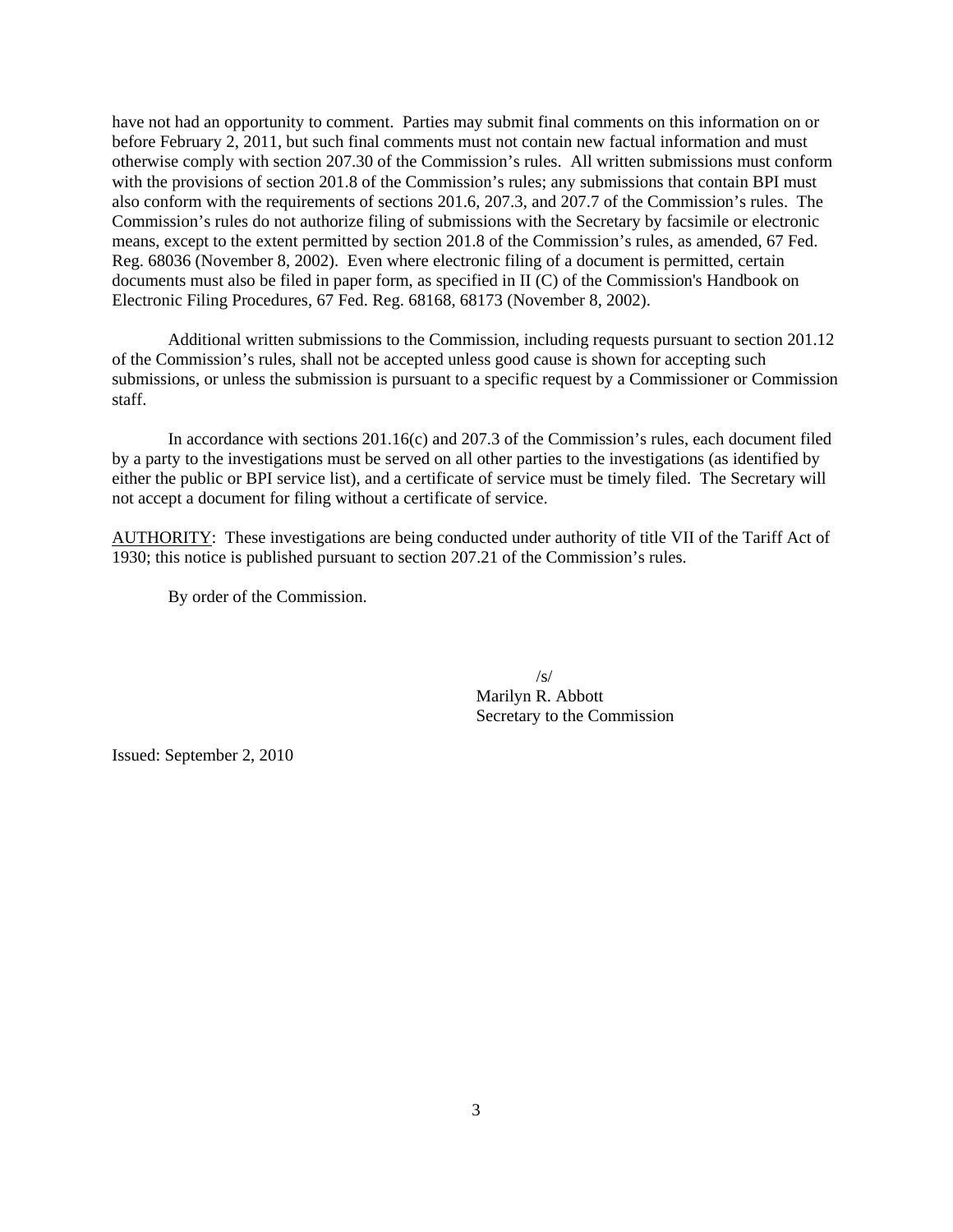have not had an opportunity to comment. Parties may submit final comments on this information on or before February 2, 2011, but such final comments must not contain new factual information and must otherwise comply with section 207.30 of the Commission's rules. All written submissions must conform with the provisions of section 201.8 of the Commission's rules; any submissions that contain BPI must also conform with the requirements of sections 201.6, 207.3, and 207.7 of the Commission's rules. The Commission's rules do not authorize filing of submissions with the Secretary by facsimile or electronic means, except to the extent permitted by section 201.8 of the Commission's rules, as amended, 67 Fed. Reg. 68036 (November 8, 2002). Even where electronic filing of a document is permitted, certain documents must also be filed in paper form, as specified in II (C) of the Commission's Handbook on Electronic Filing Procedures, 67 Fed. Reg. 68168, 68173 (November 8, 2002).

Additional written submissions to the Commission, including requests pursuant to section 201.12 of the Commission's rules, shall not be accepted unless good cause is shown for accepting such submissions, or unless the submission is pursuant to a specific request by a Commissioner or Commission staff.

In accordance with sections 201.16(c) and 207.3 of the Commission's rules, each document filed by a party to the investigations must be served on all other parties to the investigations (as identified by either the public or BPI service list), and a certificate of service must be timely filed. The Secretary will not accept a document for filing without a certificate of service.

AUTHORITY: These investigations are being conducted under authority of title VII of the Tariff Act of 1930; this notice is published pursuant to section 207.21 of the Commission's rules.

By order of the Commission.

/s/
Marilyn R. Abbott
Secretary to the Commission

Issued: September 2, 2010